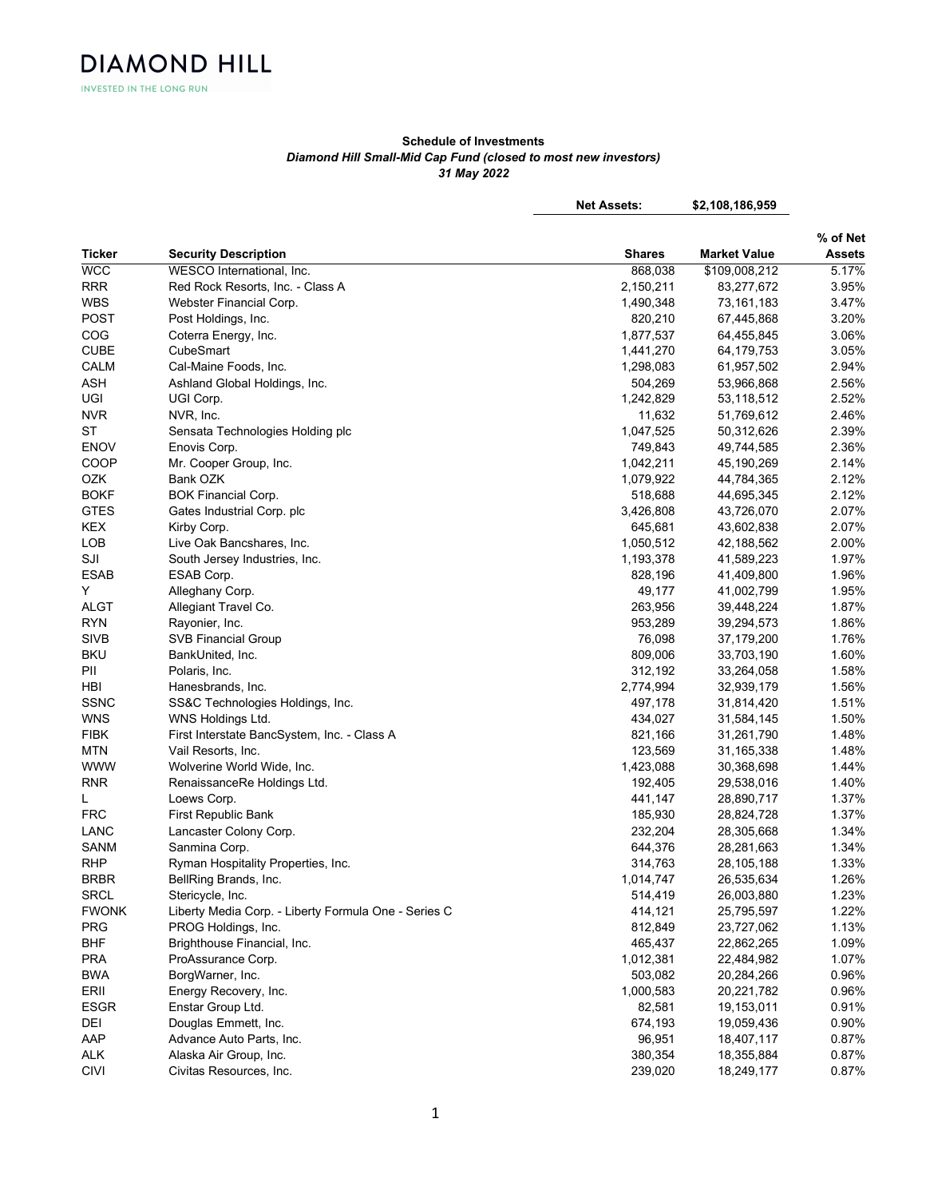DIAMOND HILL

INVESTED IN THE LONG RUN

**Schedule of Investments**

***Diamond Hill Small-Mid Cap Fund (closed to most new investors)***

***31 May 2022***

**Net Assets: $2,108,186,959**

| Ticker | Security Description | Shares | Market Value | % of Net Assets |
|---|---|---|---|---|
| WCC | WESCO International, Inc. | 868,038 | $109,008,212 | 5.17% |
| RRR | Red Rock Resorts, Inc. - Class A | 2,150,211 | 83,277,672 | 3.95% |
| WBS | Webster Financial Corp. | 1,490,348 | 73,161,183 | 3.47% |
| POST | Post Holdings, Inc. | 820,210 | 67,445,868 | 3.20% |
| COG | Coterra Energy, Inc. | 1,877,537 | 64,455,845 | 3.06% |
| CUBE | CubeSmart | 1,441,270 | 64,179,753 | 3.05% |
| CALM | Cal-Maine Foods, Inc. | 1,298,083 | 61,957,502 | 2.94% |
| ASH | Ashland Global Holdings, Inc. | 504,269 | 53,966,868 | 2.56% |
| UGI | UGI Corp. | 1,242,829 | 53,118,512 | 2.52% |
| NVR | NVR, Inc. | 11,632 | 51,769,612 | 2.46% |
| ST | Sensata Technologies Holding plc | 1,047,525 | 50,312,626 | 2.39% |
| ENOV | Enovis Corp. | 749,843 | 49,744,585 | 2.36% |
| COOP | Mr. Cooper Group, Inc. | 1,042,211 | 45,190,269 | 2.14% |
| OZK | Bank OZK | 1,079,922 | 44,784,365 | 2.12% |
| BOKF | BOK Financial Corp. | 518,688 | 44,695,345 | 2.12% |
| GTES | Gates Industrial Corp. plc | 3,426,808 | 43,726,070 | 2.07% |
| KEX | Kirby Corp. | 645,681 | 43,602,838 | 2.07% |
| LOB | Live Oak Bancshares, Inc. | 1,050,512 | 42,188,562 | 2.00% |
| SJI | South Jersey Industries, Inc. | 1,193,378 | 41,589,223 | 1.97% |
| ESAB | ESAB Corp. | 828,196 | 41,409,800 | 1.96% |
| Y | Alleghany Corp. | 49,177 | 41,002,799 | 1.95% |
| ALGT | Allegiant Travel Co. | 263,956 | 39,448,224 | 1.87% |
| RYN | Rayonier, Inc. | 953,289 | 39,294,573 | 1.86% |
| SIVB | SVB Financial Group | 76,098 | 37,179,200 | 1.76% |
| BKU | BankUnited, Inc. | 809,006 | 33,703,190 | 1.60% |
| PII | Polaris, Inc. | 312,192 | 33,264,058 | 1.58% |
| HBI | Hanesbrands, Inc. | 2,774,994 | 32,939,179 | 1.56% |
| SSNC | SS&C Technologies Holdings, Inc. | 497,178 | 31,814,420 | 1.51% |
| WNS | WNS Holdings Ltd. | 434,027 | 31,584,145 | 1.50% |
| FIBK | First Interstate BancSystem, Inc. - Class A | 821,166 | 31,261,790 | 1.48% |
| MTN | Vail Resorts, Inc. | 123,569 | 31,165,338 | 1.48% |
| WWW | Wolverine World Wide, Inc. | 1,423,088 | 30,368,698 | 1.44% |
| RNR | RenaissanceRe Holdings Ltd. | 192,405 | 29,538,016 | 1.40% |
| L | Loews Corp. | 441,147 | 28,890,717 | 1.37% |
| FRC | First Republic Bank | 185,930 | 28,824,728 | 1.37% |
| LANC | Lancaster Colony Corp. | 232,204 | 28,305,668 | 1.34% |
| SANM | Sanmina Corp. | 644,376 | 28,281,663 | 1.34% |
| RHP | Ryman Hospitality Properties, Inc. | 314,763 | 28,105,188 | 1.33% |
| BRBR | BellRing Brands, Inc. | 1,014,747 | 26,535,634 | 1.26% |
| SRCL | Stericycle, Inc. | 514,419 | 26,003,880 | 1.23% |
| FWONK | Liberty Media Corp. - Liberty Formula One - Series C | 414,121 | 25,795,597 | 1.22% |
| PRG | PROG Holdings, Inc. | 812,849 | 23,727,062 | 1.13% |
| BHF | Brighthouse Financial, Inc. | 465,437 | 22,862,265 | 1.09% |
| PRA | ProAssurance Corp. | 1,012,381 | 22,484,982 | 1.07% |
| BWA | BorgWarner, Inc. | 503,082 | 20,284,266 | 0.96% |
| ERII | Energy Recovery, Inc. | 1,000,583 | 20,221,782 | 0.96% |
| ESGR | Enstar Group Ltd. | 82,581 | 19,153,011 | 0.91% |
| DEI | Douglas Emmett, Inc. | 674,193 | 19,059,436 | 0.90% |
| AAP | Advance Auto Parts, Inc. | 96,951 | 18,407,117 | 0.87% |
| ALK | Alaska Air Group, Inc. | 380,354 | 18,355,884 | 0.87% |
| CIVI | Civitas Resources, Inc. | 239,020 | 18,249,177 | 0.87% |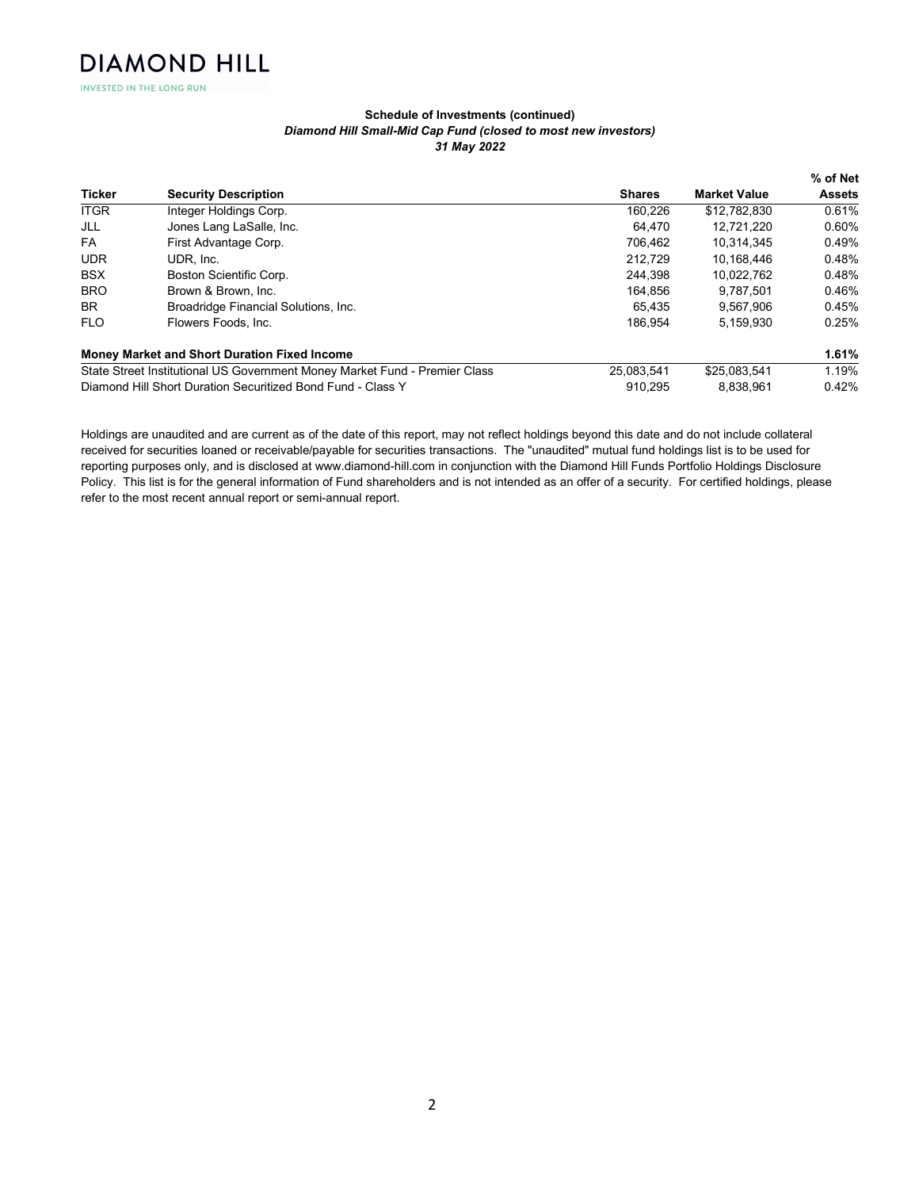**Schedule of Investments (continued)**
***Diamond Hill Small-Mid Cap Fund (closed to most new investors)***
***31 May 2022***

| Ticker | Security Description | Shares | Market Value | % of Net Assets |
|---|---|---|---|---|
| ITGR | Integer Holdings Corp. | 160,226 | $12,782,830 | 0.61% |
| JLL | Jones Lang LaSalle, Inc. | 64,470 | 12,721,220 | 0.60% |
| FA | First Advantage Corp. | 706,462 | 10,314,345 | 0.49% |
| UDR | UDR, Inc. | 212,729 | 10,168,446 | 0.48% |
| BSX | Boston Scientific Corp. | 244,398 | 10,022,762 | 0.48% |
| BRO | Brown & Brown, Inc. | 164,856 | 9,787,501 | 0.46% |
| BR | Broadridge Financial Solutions, Inc. | 65,435 | 9,567,906 | 0.45% |
| FLO | Flowers Foods, Inc. | 186,954 | 5,159,930 | 0.25% |
| **Money Market and Short Duration Fixed Income** | | | | **1.61%** |
| State Street Institutional US Government Money Market Fund - Premier Class | | 25,083,541 | $25,083,541 | 1.19% |
| Diamond Hill Short Duration Securitized Bond Fund - Class Y | | 910,295 | 8,838,961 | 0.42% |

Holdings are unaudited and are current as of the date of this report, may not reflect holdings beyond this date and do not include collateral received for securities loaned or receivable/payable for securities transactions. The "unaudited" mutual fund holdings list is to be used for reporting purposes only, and is disclosed at www.diamond-hill.com in conjunction with the Diamond Hill Funds Portfolio Holdings Disclosure Policy. This list is for the general information of Fund shareholders and is not intended as an offer of a security. For certified holdings, please refer to the most recent annual report or semi-annual report.